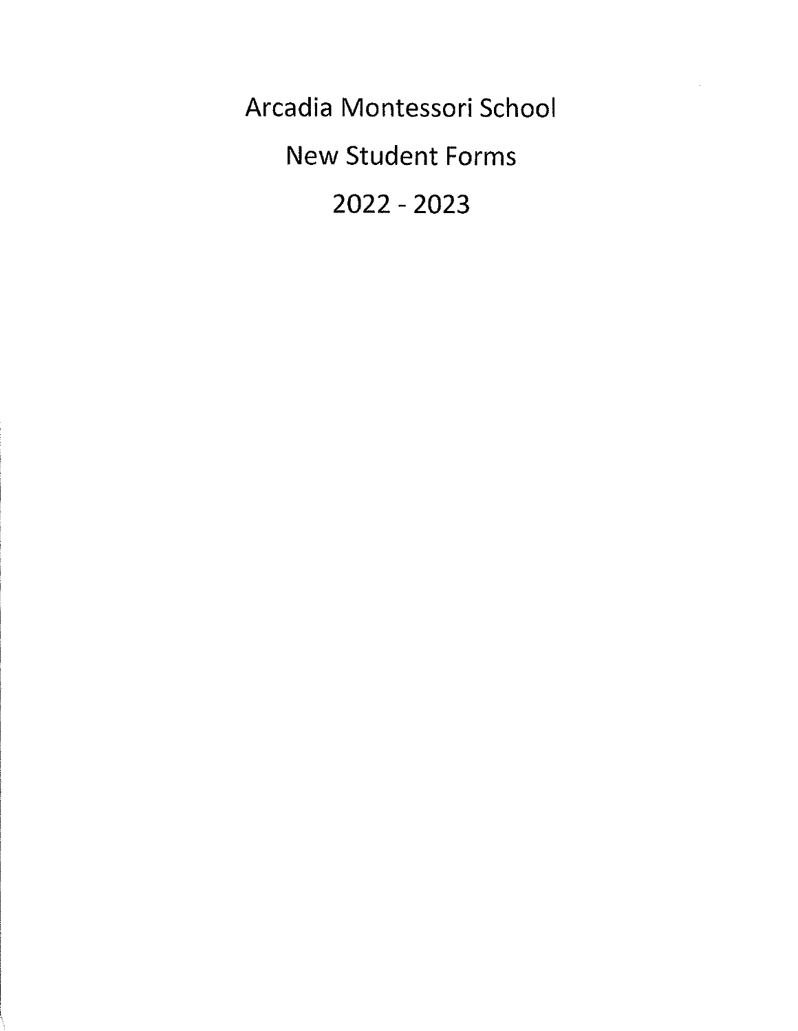# Arcadia Montessori School

## New Student Forms

## 2022 - 2023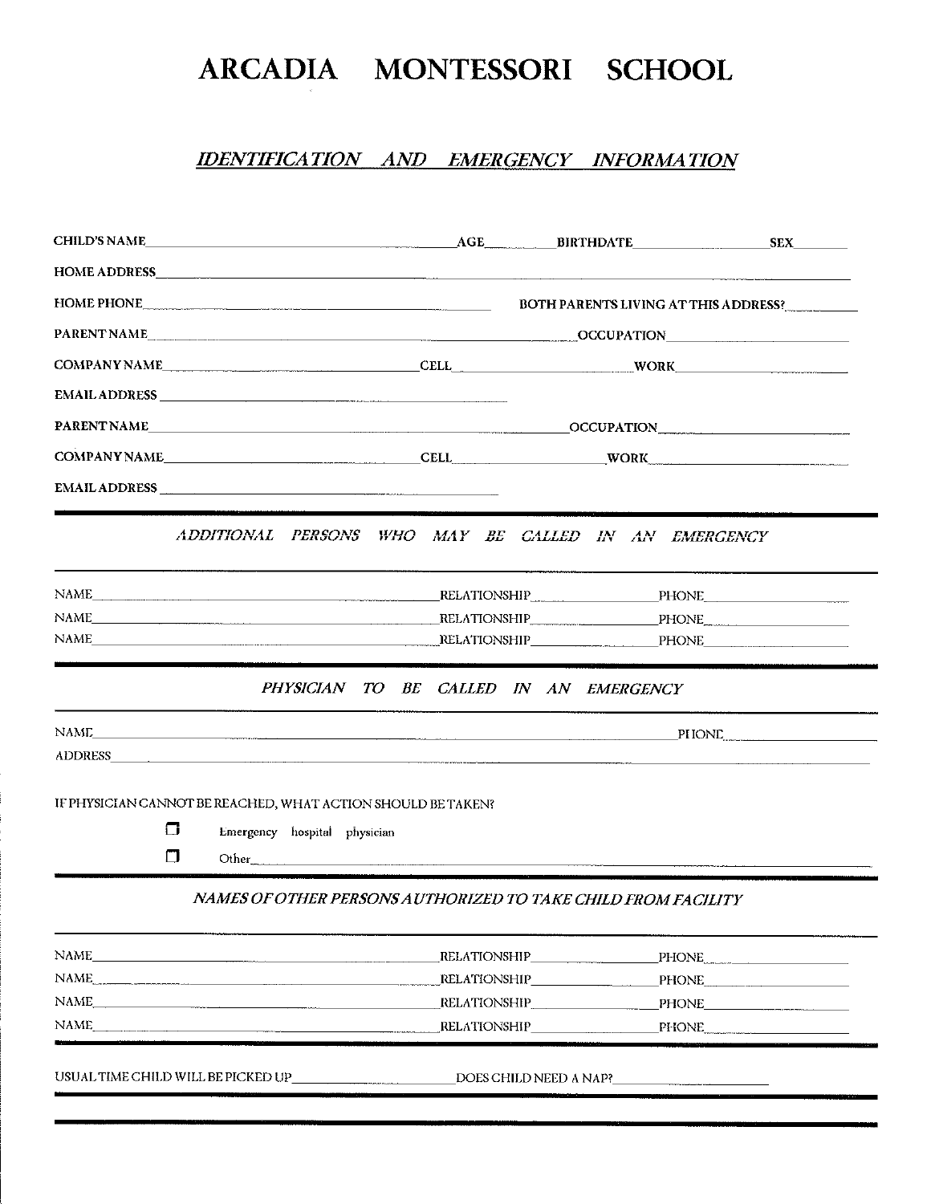# ARCADIA MONTESSORI SCHOOL

## *IDENTIFICATION AND EMERGENCY INFORMATION*

CHILD'S NAME\_\_\_\_\_\_\_\_\_\_\_\_\_\_\_\_\_\_\_\_ AGE\_\_\_\_\_\_ BIRTHDATE\_\_\_\_\_\_\_\_\_\_ SEX\_\_\_\_\_\_

HOME ADDRESS\_\_\_\_\_\_\_\_\_\_\_\_\_\_\_\_\_\_\_\_\_\_\_\_\_\_\_\_\_\_\_\_\_\_\_\_\_\_\_\_

HOME PHONE\_\_\_\_\_\_\_\_\_\_\_\_\_\_\_\_\_\_\_\_ BOTH PARENTS LIVING AT THIS ADDRESS?\_\_\_\_\_\_

PARENT NAME\_\_\_\_\_\_\_\_\_\_\_\_\_\_\_\_\_\_\_\_\_\_\_\_\_\_\_\_ OCCUPATION\_\_\_\_\_\_\_\_\_\_\_\_

COMPANY NAME\_\_\_\_\_\_\_\_\_\_\_\_\_\_\_\_ CELL\_\_\_\_\_\_\_\_\_\_\_\_ WORK\_\_\_\_\_\_\_\_\_\_\_\_

EMAIL ADDRESS\_\_\_\_\_\_\_\_\_\_\_\_\_\_\_\_\_\_\_\_\_\_\_\_

PARENT NAME\_\_\_\_\_\_\_\_\_\_\_\_\_\_\_\_\_\_\_\_\_\_\_\_\_\_\_\_ OCCUPATION\_\_\_\_\_\_\_\_\_\_\_\_

COMPANY NAME\_\_\_\_\_\_\_\_\_\_\_\_\_\_\_\_ CELL\_\_\_\_\_\_\_\_\_\_\_\_ WORK\_\_\_\_\_\_\_\_\_\_\_\_

EMAIL ADDRESS\_\_\_\_\_\_\_\_\_\_\_\_\_\_\_\_\_\_\_\_\_\_\_\_

---

### *ADDITIONAL PERSONS WHO MAY BE CALLED IN AN EMERGENCY*

NAME\_\_\_\_\_\_\_\_\_\_\_\_\_\_\_\_\_\_\_\_\_\_\_\_ RELATIONSHIP\_\_\_\_\_\_\_\_\_\_ PHONE\_\_\_\_\_\_\_\_\_\_

NAME\_\_\_\_\_\_\_\_\_\_\_\_\_\_\_\_\_\_\_\_\_\_\_\_ RELATIONSHIP\_\_\_\_\_\_\_\_\_\_ PHONE\_\_\_\_\_\_\_\_\_\_

NAME\_\_\_\_\_\_\_\_\_\_\_\_\_\_\_\_\_\_\_\_\_\_\_\_ RELATIONSHIP\_\_\_\_\_\_\_\_\_\_ PHONE\_\_\_\_\_\_\_\_\_\_

---

### *PHYSICIAN TO BE CALLED IN AN EMERGENCY*

NAME\_\_\_\_\_\_\_\_\_\_\_\_\_\_\_\_\_\_\_\_\_\_\_\_\_\_\_\_\_\_\_\_\_\_\_\_ PHONE\_\_\_\_\_\_\_\_\_\_

ADDRESS\_\_\_\_\_\_\_\_\_\_\_\_\_\_\_\_\_\_\_\_\_\_\_\_\_\_\_\_\_\_\_\_\_\_\_\_\_\_\_\_

IF PHYSICIAN CANNOT BE REACHED, WHAT ACTION SHOULD BE TAKEN?

- ☐ Emergency hospital physician
- ☐ Other\_\_\_\_\_\_\_\_\_\_\_\_\_\_\_\_\_\_\_\_\_\_\_\_\_\_\_\_\_\_\_\_\_\_

---

### *NAMES OF OTHER PERSONS AUTHORIZED TO TAKE CHILD FROM FACILITY*

NAME\_\_\_\_\_\_\_\_\_\_\_\_\_\_\_\_\_\_\_\_\_\_\_\_ RELATIONSHIP\_\_\_\_\_\_\_\_\_\_ PHONE\_\_\_\_\_\_\_\_\_\_

NAME\_\_\_\_\_\_\_\_\_\_\_\_\_\_\_\_\_\_\_\_\_\_\_\_ RELATIONSHIP\_\_\_\_\_\_\_\_\_\_ PHONE\_\_\_\_\_\_\_\_\_\_

NAME\_\_\_\_\_\_\_\_\_\_\_\_\_\_\_\_\_\_\_\_\_\_\_\_ RELATIONSHIP\_\_\_\_\_\_\_\_\_\_ PHONE\_\_\_\_\_\_\_\_\_\_

NAME\_\_\_\_\_\_\_\_\_\_\_\_\_\_\_\_\_\_\_\_\_\_\_\_ RELATIONSHIP\_\_\_\_\_\_\_\_\_\_ PHONE\_\_\_\_\_\_\_\_\_\_

---

USUAL TIME CHILD WILL BE PICKED UP\_\_\_\_\_\_\_\_\_\_\_\_ DOES CHILD NEED A NAP?\_\_\_\_\_\_\_\_\_\_\_\_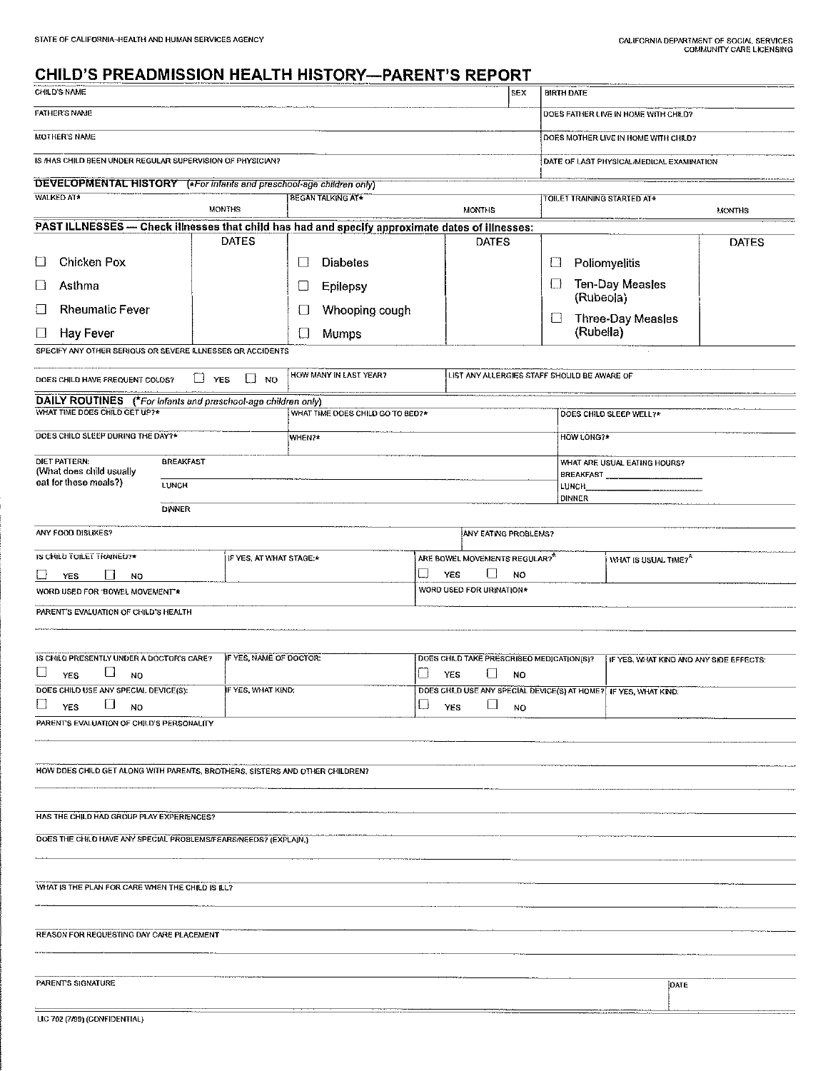STATE OF CALIFORNIA–HEALTH AND HUMAN SERVICES AGENCY

CALIFORNIA DEPARTMENT OF SOCIAL SERVICES
COMMUNITY CARE LICENSING

# CHILD'S PREADMISSION HEALTH HISTORY—PARENT'S REPORT

| CHILD'S NAME | SEX | BIRTH DATE |
|---|---|---|
| | | |

| FATHER'S NAME | DOES FATHER LIVE IN HOME WITH CHILD? |
|---|---|
| MOTHER'S NAME | DOES MOTHER LIVE IN HOME WITH CHILD? |
| IS/HAS CHILD BEEN UNDER REGULAR SUPERVISION OF PHYSICIAN? | DATE OF LAST PHYSICAL/MEDICAL EXAMINATION |

## DEVELOPMENTAL HISTORY (*For infants and preschool-age children only)

| WALKED AT* | BEGAN TALKING AT* | TOILET TRAINING STARTED AT* |
|---|---|---|
| MONTHS | MONTHS | MONTHS |

## PAST ILLNESSES — Check illnesses that child has had and specify approximate dates of illnesses:

| | DATES | | DATES | | DATES |
|---|---|---|---|---|---|
| ☐ Chicken Pox | | ☐ Diabetes | | ☐ Poliomyelitis | |
| ☐ Asthma | | ☐ Epilepsy | | ☐ Ten-Day Measles (Rubeola) | |
| ☐ Rheumatic Fever | | ☐ Whooping cough | | ☐ Three-Day Measles (Rubella) | |
| ☐ Hay Fever | | ☐ Mumps | | | |

SPECIFY ANY OTHER SERIOUS OR SEVERE ILLNESSES OR ACCIDENTS

| DOES CHILD HAVE FREQUENT COLDS? ☐ YES ☐ NO | HOW MANY IN LAST YEAR? | LIST ANY ALLERGIES STAFF SHOULD BE AWARE OF |
|---|---|---|

## DAILY ROUTINES (*For infants and preschool-age children only)

| WHAT TIME DOES CHILD GET UP?* | WHAT TIME DOES CHILD GO TO BED?* | DOES CHILD SLEEP WELL?* |
|---|---|---|
| DOES CHILD SLEEP DURING THE DAY?* | WHEN?* | HOW LONG?* |

| DIET PATTERN: (What does child usually eat for these meals?) | | WHAT ARE USUAL EATING HOURS? |
|---|---|---|
| BREAKFAST | | BREAKFAST ______ |
| LUNCH | | LUNCH ______ |
| DINNER | | DINNER |

| ANY FOOD DISLIKES? | ANY EATING PROBLEMS? |
|---|---|

| IS CHILD TOILET TRAINED?* ☐ YES ☐ NO | IF YES, AT WHAT STAGE:* | ARE BOWEL MOVEMENTS REGULAR?* ☐ YES ☐ NO | WHAT IS USUAL TIME?* |
|---|---|---|---|
| WORD USED FOR "BOWEL MOVEMENT"* | | WORD USED FOR URINATION* | |

PARENT'S EVALUATION OF CHILD'S HEALTH

| IS CHILD PRESENTLY UNDER A DOCTOR'S CARE? ☐ YES ☐ NO | IF YES, NAME OF DOCTOR: | DOES CHILD TAKE PRESCRIBED MEDICATION(S)? ☐ YES ☐ NO | IF YES, WHAT KIND AND ANY SIDE EFFECTS: |
|---|---|---|---|
| DOES CHILD USE ANY SPECIAL DEVICE(S): ☐ YES ☐ NO | IF YES, WHAT KIND: | DOES CHILD USE ANY SPECIAL DEVICE(S) AT HOME? ☐ YES ☐ NO | IF YES, WHAT KIND: |

PARENT'S EVALUATION OF CHILD'S PERSONALITY

HOW DOES CHILD GET ALONG WITH PARENTS, BROTHERS, SISTERS AND OTHER CHILDREN?

HAS THE CHILD HAD GROUP PLAY EXPERIENCES?

DOES THE CHILD HAVE ANY SPECIAL PROBLEMS/FEARS/NEEDS? (EXPLAIN.)

WHAT IS THE PLAN FOR CARE WHEN THE CHILD IS ILL?

REASON FOR REQUESTING DAY CARE PLACEMENT

| PARENT'S SIGNATURE | DATE |
|---|---|

LIC 702 (7/99) (CONFIDENTIAL)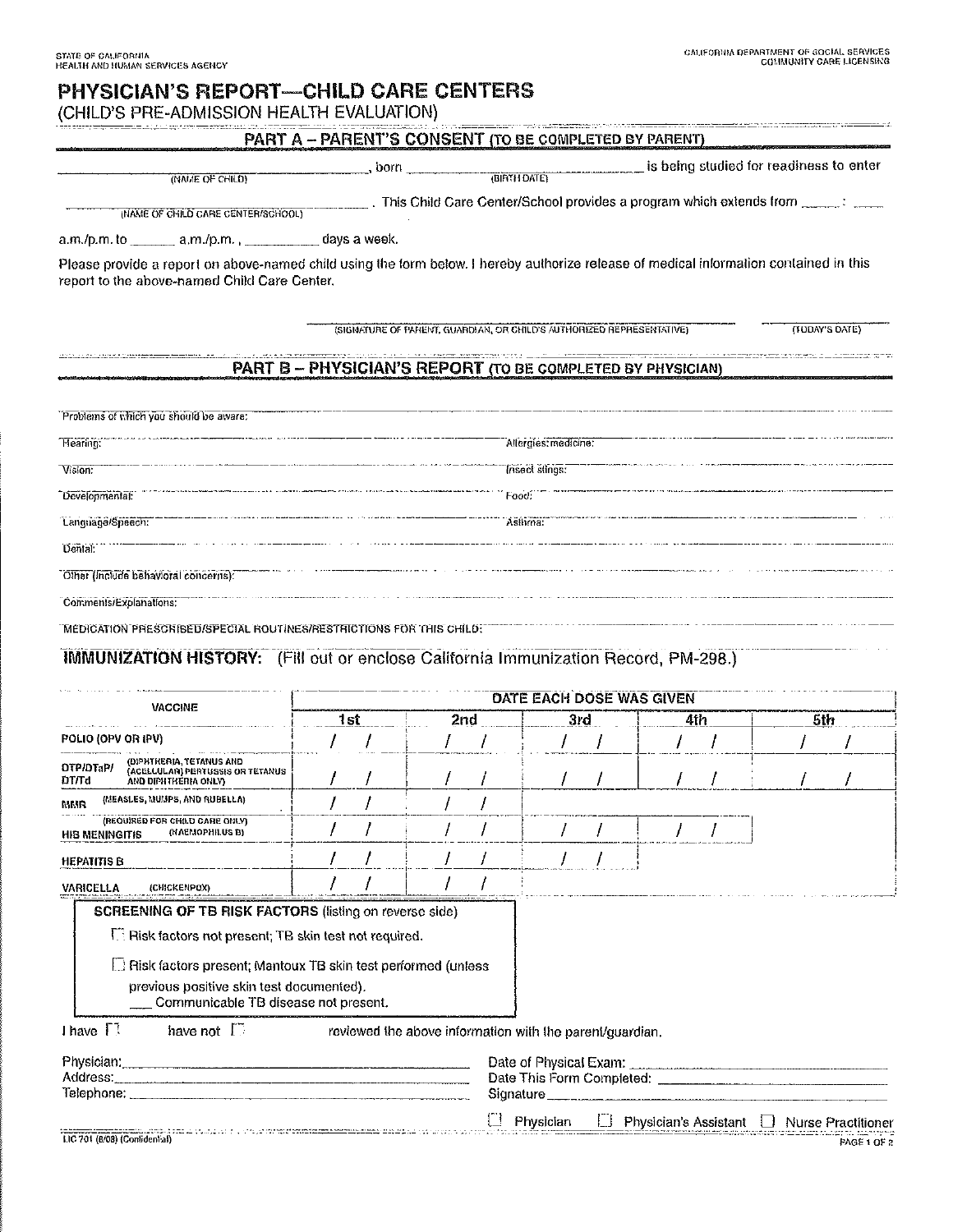STATE OF CALIFORNIA
HEALTH AND HUMAN SERVICES AGENCY

CALIFORNIA DEPARTMENT OF SOCIAL SERVICES
COMMUNITY CARE LICENSING

# PHYSICIAN'S REPORT—CHILD CARE CENTERS

(CHILD'S PRE-ADMISSION HEALTH EVALUATION)

## PART A – PARENT'S CONSENT (TO BE COMPLETED BY PARENT)

______________________ (NAME OF CHILD), born ______________________ (BIRTH DATE) is being studied for readiness to enter

______________________ (NAME OF CHILD CARE CENTER/SCHOOL). This Child Care Center/School provides a program which extends from _____ : _____ a.m./p.m. to ______ a.m./p.m., __________ days a week.

Please provide a report on above-named child using the form below. I hereby authorize release of medical information contained in this report to the above-named Child Care Center.

______________________ (SIGNATURE OF PARENT, GUARDIAN, OR CHILD'S AUTHORIZED REPRESENTATIVE) ______________ (TODAY'S DATE)

## PART B – PHYSICIAN'S REPORT (TO BE COMPLETED BY PHYSICIAN)

Problems of which you should be aware:

Hearing: ______________________ Allergies: medicine: ______________________

Vision: ______________________ Insect stings: ______________________

Developmental: ______________________ Food: ______________________

Language/Speech: ______________________ Asthma: ______________________

Dental: ______________________

Other (include behavioral concerns): ______________________

Comments/Explanations: ______________________

MEDICATION PRESCRIBED/SPECIAL ROUTINES/RESTRICTIONS FOR THIS CHILD: ______________________

**IMMUNIZATION HISTORY:** (Fill out or enclose California Immunization Record, PM-298.)

| VACCINE | DATE EACH DOSE WAS GIVEN | | | | |
|---|---|---|---|---|---|
| | 1st | 2nd | 3rd | 4th | 5th |
| POLIO (OPV OR IPV) | / / | / / | / / | / / | / / |
| DTP/DTaP/DT/Td (DIPHTHERIA, TETANUS AND (ACELLULAR) PERTUSSIS OR TETANUS AND DIPHTHERIA ONLY) | / / | / / | / / | / / | / / |
| MMR (MEASLES, MUMPS, AND RUBELLA) | / / | / / | | | |
| HIB MENINGITIS (HAEMOPHILUS B) (REQUIRED FOR CHILD CARE ONLY) | / / | / / | / / | / / | |
| HEPATITIS B | / / | / / | / / | | |
| VARICELLA (CHICKENPOX) | / / | / / | | | |

**SCREENING OF TB RISK FACTORS** (listing on reverse side)

☐ Risk factors not present; TB skin test not required.

☐ Risk factors present; Mantoux TB skin test performed (unless previous positive skin test documented).
___ Communicable TB disease not present.

I have ☐ have not ☐ reviewed the above information with the parent/guardian.

Physician: ______________________ Date of Physical Exam: ______________________

Address: ______________________ Date This Form Completed: ______________________

Telephone: ______________________ Signature ______________________

☐ Physician ☐ Physician's Assistant ☐ Nurse Practitioner

LIC 701 (8/08) (Confidential)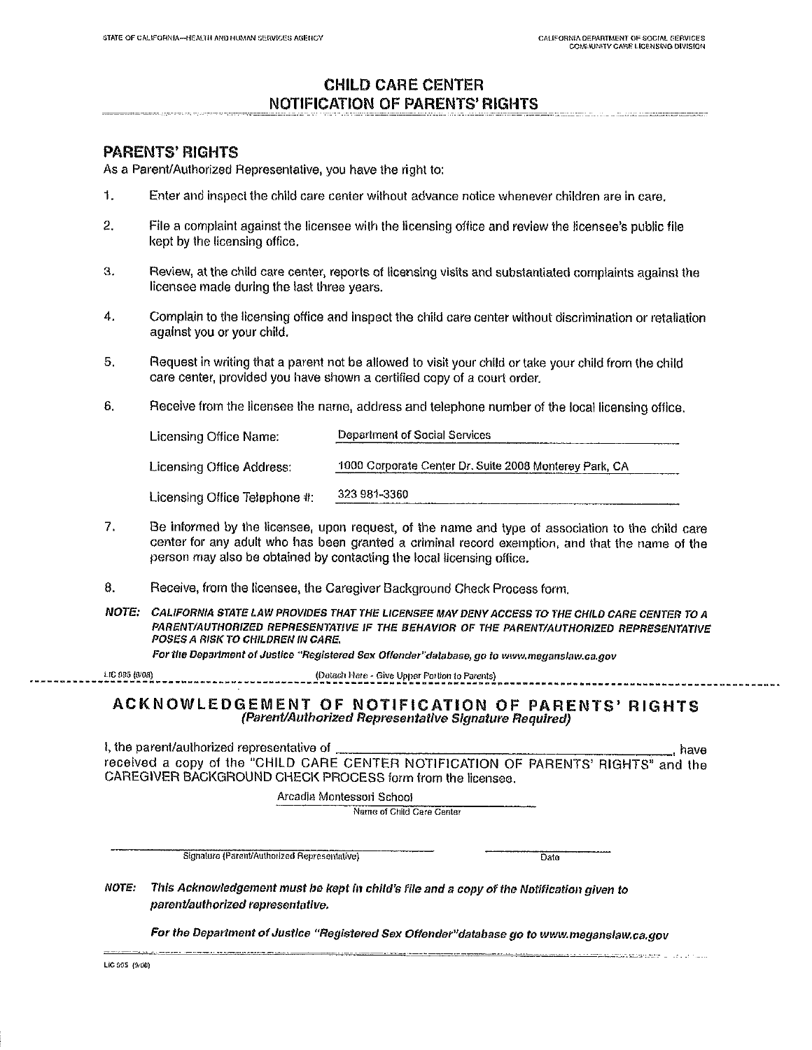STATE OF CALIFORNIA—HEALTH AND HUMAN SERVICES AGENCY

CALIFORNIA DEPARTMENT OF SOCIAL SERVICES
COMMUNITY CARE LICENSING DIVISION

# CHILD CARE CENTER NOTIFICATION OF PARENTS' RIGHTS

## PARENTS' RIGHTS

As a Parent/Authorized Representative, you have the right to:

1. Enter and inspect the child care center without advance notice whenever children are in care.

2. File a complaint against the licensee with the licensing office and review the licensee's public file kept by the licensing office.

3. Review, at the child care center, reports of licensing visits and substantiated complaints against the licensee made during the last three years.

4. Complain to the licensing office and inspect the child care center without discrimination or retaliation against you or your child.

5. Request in writing that a parent not be allowed to visit your child or take your child from the child care center, provided you have shown a certified copy of a court order.

6. Receive from the licensee the name, address and telephone number of the local licensing office.

   Licensing Office Name: Department of Social Services

   Licensing Office Address: 1000 Corporate Center Dr. Suite 2008 Monterey Park, CA

   Licensing Office Telephone #: 323 981-3360

7. Be informed by the licensee, upon request, of the name and type of association to the child care center for any adult who has been granted a criminal record exemption, and that the name of the person may also be obtained by contacting the local licensing office.

8. Receive, from the licensee, the Caregiver Background Check Process form.

***NOTE:*** ***CALIFORNIA STATE LAW PROVIDES THAT THE LICENSEE MAY DENY ACCESS TO THE CHILD CARE CENTER TO A PARENT/AUTHORIZED REPRESENTATIVE IF THE BEHAVIOR OF THE PARENT/AUTHORIZED REPRESENTATIVE POSES A RISK TO CHILDREN IN CARE.***

***For the Department of Justice "Registered Sex Offender" database, go to www.meganslaw.ca.gov***

LIC 995 (9/08) (Detach Here - Give Upper Portion to Parents)

---

## ACKNOWLEDGEMENT OF NOTIFICATION OF PARENTS' RIGHTS

***(Parent/Authorized Representative Signature Required)***

I, the parent/authorized representative of ________________________, have received a copy of the "CHILD CARE CENTER NOTIFICATION OF PARENTS' RIGHTS" and the CAREGIVER BACKGROUND CHECK PROCESS form from the licensee.

Arcadia Montessori School
Name of Child Care Center

________________________ Signature (Parent/Authorized Representative)

________________ Date

***NOTE:*** ***This Acknowledgement must be kept in child's file and a copy of the Notification given to parent/authorized representative.***

***For the Department of Justice "Registered Sex Offender" database go to www.meganslaw.ca.gov***

LIC 995 (9/08)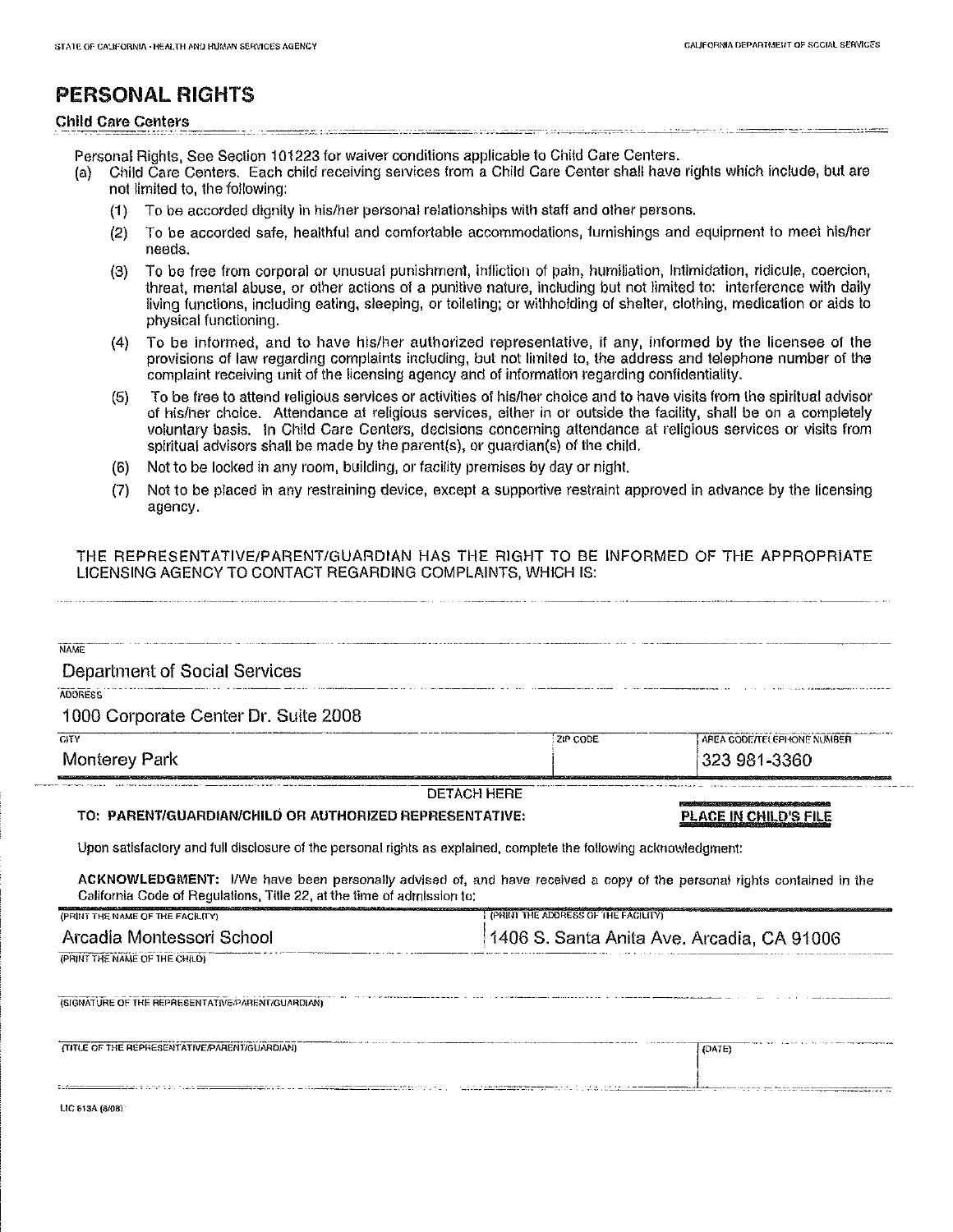# PERSONAL RIGHTS

**Child Care Centers**

Personal Rights, See Section 101223 for waiver conditions applicable to Child Care Centers.

(a) Child Care Centers. Each child receiving services from a Child Care Center shall have rights which include, but are not limited to, the following:

(1) To be accorded dignity in his/her personal relationships with staff and other persons.

(2) To be accorded safe, healthful and comfortable accommodations, furnishings and equipment to meet his/her needs.

(3) To be free from corporal or unusual punishment, infliction of pain, humiliation, intimidation, ridicule, coercion, threat, mental abuse, or other actions of a punitive nature, including but not limited to: interference with daily living functions, including eating, sleeping, or toileting; or withholding of shelter, clothing, medication or aids to physical functioning.

(4) To be informed, and to have his/her authorized representative, if any, informed by the licensee of the provisions of law regarding complaints including, but not limited to, the address and telephone number of the complaint receiving unit of the licensing agency and of information regarding confidentiality.

(5) To be free to attend religious services or activities of his/her choice and to have visits from the spiritual advisor of his/her choice. Attendance at religious services, either in or outside the facility, shall be on a completely voluntary basis. In Child Care Centers, decisions concerning attendance at religious services or visits from spiritual advisors shall be made by the parent(s), or guardian(s) of the child.

(6) Not to be locked in any room, building, or facility premises by day or night.

(7) Not to be placed in any restraining device, except a supportive restraint approved in advance by the licensing agency.

THE REPRESENTATIVE/PARENT/GUARDIAN HAS THE RIGHT TO BE INFORMED OF THE APPROPRIATE LICENSING AGENCY TO CONTACT REGARDING COMPLAINTS, WHICH IS:

NAME
Department of Social Services

ADDRESS
1000 Corporate Center Dr. Suite 2008

| CITY | ZIP CODE | AREA CODE/TELEPHONE NUMBER |
|---|---|---|
| Monterey Park | | 323 981-3360 |

DETACH HERE

**TO: PARENT/GUARDIAN/CHILD OR AUTHORIZED REPRESENTATIVE:** **PLACE IN CHILD'S FILE**

Upon satisfactory and full disclosure of the personal rights as explained, complete the following acknowledgment:

**ACKNOWLEDGMENT:** I/We have been personally advised of, and have received a copy of the personal rights contained in the California Code of Regulations, Title 22, at the time of admission to:

| (PRINT THE NAME OF THE FACILITY) | (PRINT THE ADDRESS OF THE FACILITY) |
|---|---|
| Arcadia Montessori School | 1406 S. Santa Anita Ave. Arcadia, CA 91006 |

(PRINT THE NAME OF THE CHILD)

(SIGNATURE OF THE REPRESENTATIVE/PARENT/GUARDIAN)

(TITLE OF THE REPRESENTATIVE/PARENT/GUARDIAN) (DATE)

LIC 613A (8/08)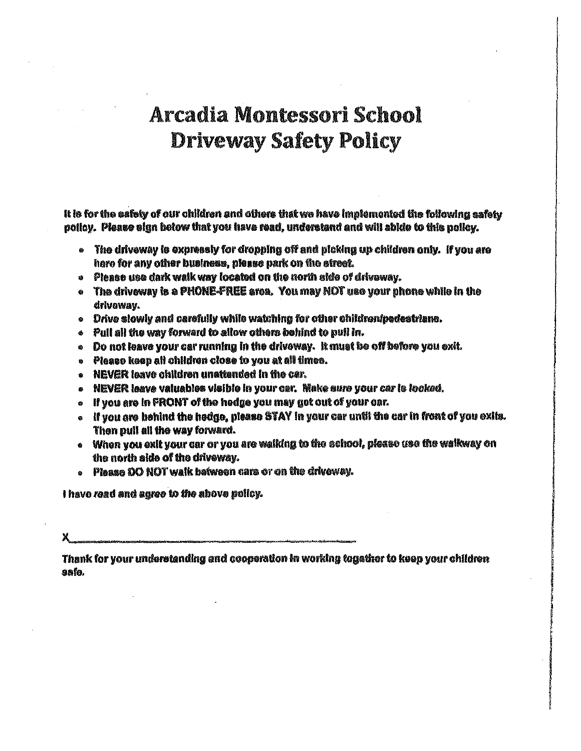# Arcadia Montessori School
# Driveway Safety Policy

It is for the safety of our children and others that we have implemented the following safety policy. Please sign below that you have read, understand and will abide to this policy.

- The driveway is expressly for dropping off and picking up children only. If you are here for any other business, please park on the street.
- Please use dark walk way located on the north side of driveway.
- The driveway is a PHONE-FREE area. You may NOT use your phone while in the driveway.
- Drive slowly and carefully while watching for other children/pedestrians.
- Pull all the way forward to allow others behind to pull in.
- Do not leave your car running in the driveway. It must be off before you exit.
- Please keep all children close to you at all times.
- NEVER leave children unattended in the car.
- NEVER leave valuables visible in your car. Make *sure your car is locked.*
- If you are in FRONT of the hedge you may get out of your car.
- If you are behind the hedge, please STAY in your car until the car in front of you exits. Then pull all the way forward.
- When you exit your car or you are walking to the school, please use the walkway on the north side of the driveway.
- Please DO NOT walk between cars or on the driveway.

I have *read* and agree to *the* above policy.

X________________________________________________

Thank for your understanding and cooperation in working together to keep your children safe.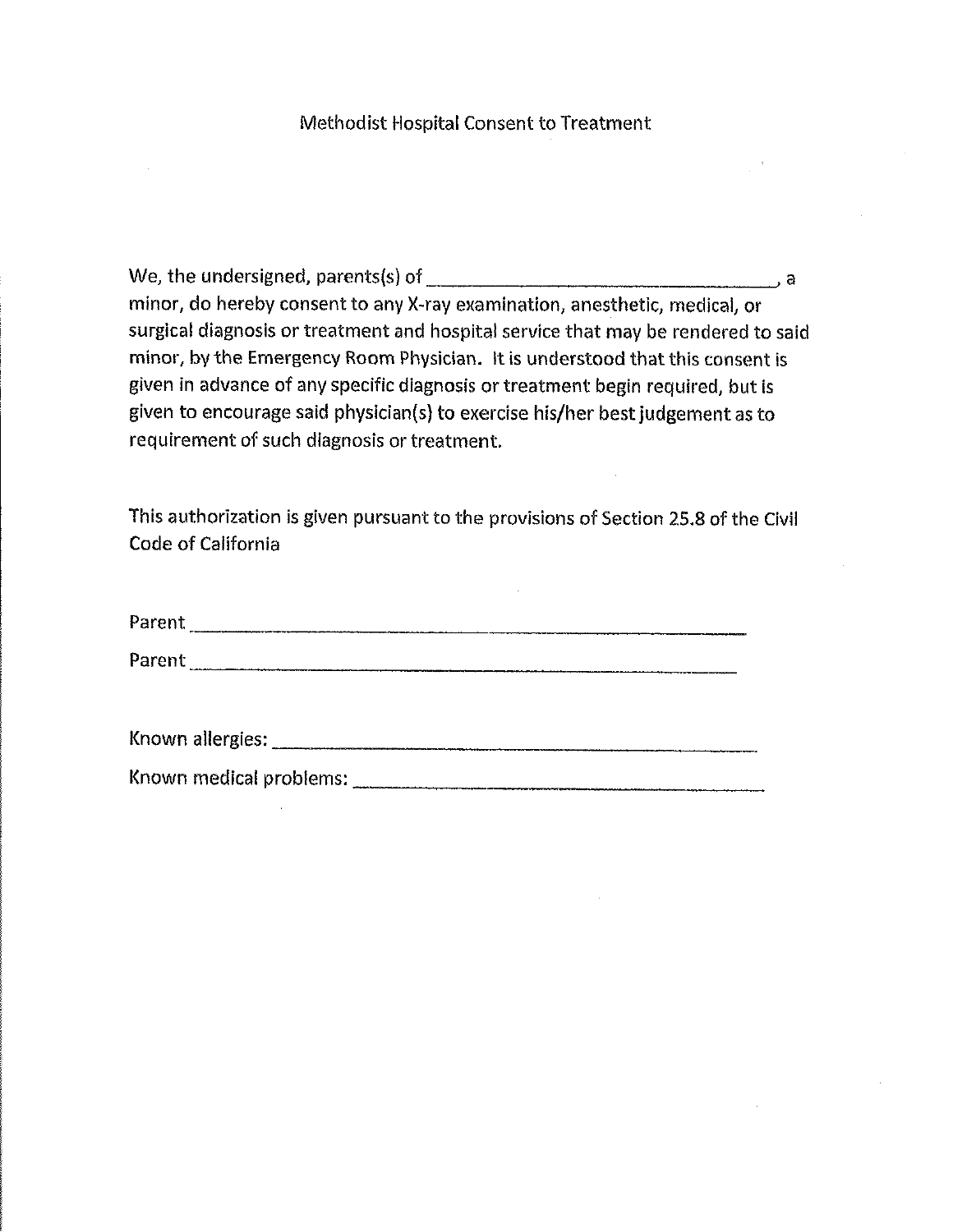# Methodist Hospital Consent to Treatment

We, the undersigned, parents(s) of \_\_\_\_\_\_\_\_\_\_\_\_\_\_\_\_\_\_\_\_\_\_\_\_\_\_\_\_\_\_\_\_\_\_\_\_, a minor, do hereby consent to any X-ray examination, anesthetic, medical, or surgical diagnosis or treatment and hospital service that may be rendered to said minor, by the Emergency Room Physician. It is understood that this consent is given in advance of any specific diagnosis or treatment begin required, but is given to encourage said physician(s) to exercise his/her best judgement as to requirement of such diagnosis or treatment.

This authorization is given pursuant to the provisions of Section 25.8 of the Civil Code of California

Parent \_\_\_\_\_\_\_\_\_\_\_\_\_\_\_\_\_\_\_\_\_\_\_\_\_\_\_\_\_\_\_\_\_\_\_\_\_\_\_\_\_\_\_\_\_\_\_\_

Parent \_\_\_\_\_\_\_\_\_\_\_\_\_\_\_\_\_\_\_\_\_\_\_\_\_\_\_\_\_\_\_\_\_\_\_\_\_\_\_\_\_\_\_\_\_\_\_\_

Known allergies: \_\_\_\_\_\_\_\_\_\_\_\_\_\_\_\_\_\_\_\_\_\_\_\_\_\_\_\_\_\_\_\_\_\_\_\_\_\_\_\_\_\_

Known medical problems: \_\_\_\_\_\_\_\_\_\_\_\_\_\_\_\_\_\_\_\_\_\_\_\_\_\_\_\_\_\_\_\_\_\_\_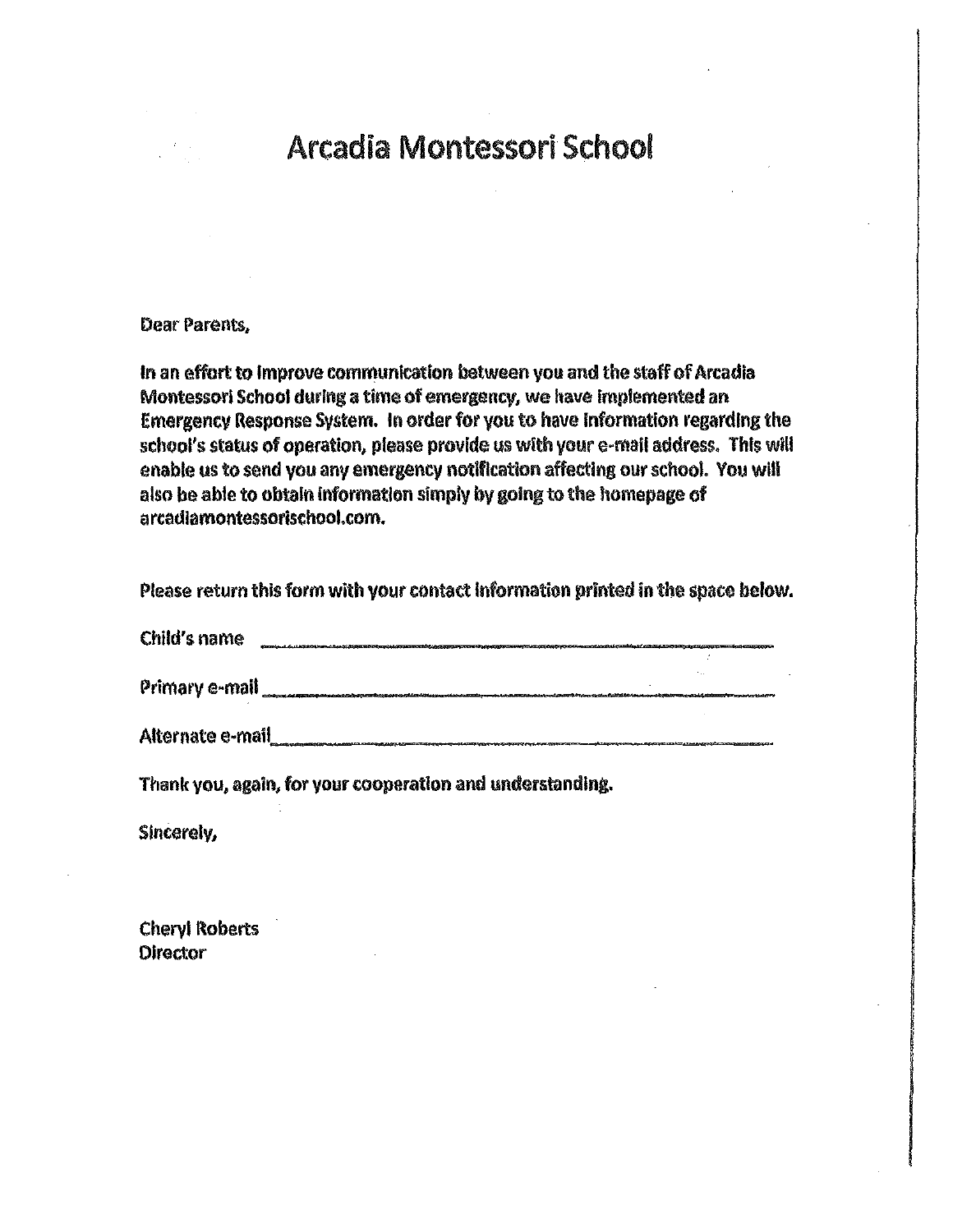# Arcadia Montessori School

Dear Parents,

In an effort to improve communication between you and the staff of Arcadia Montessori School during a time of emergency, we have implemented an Emergency Response System. In order for you to have information regarding the school's status of operation, please provide us with your e-mail address. This will enable us to send you any emergency notification affecting our school. You will also be able to obtain information simply by going to the homepage of arcadiamontessorischool.com.

Please return this form with your contact information printed in the space below.

Child's name ______________________________________________

Primary e-mail ______________________________________________

Alternate e-mail______________________________________________

Thank you, again, for your cooperation and understanding.

Sincerely,

Cheryl Roberts
Director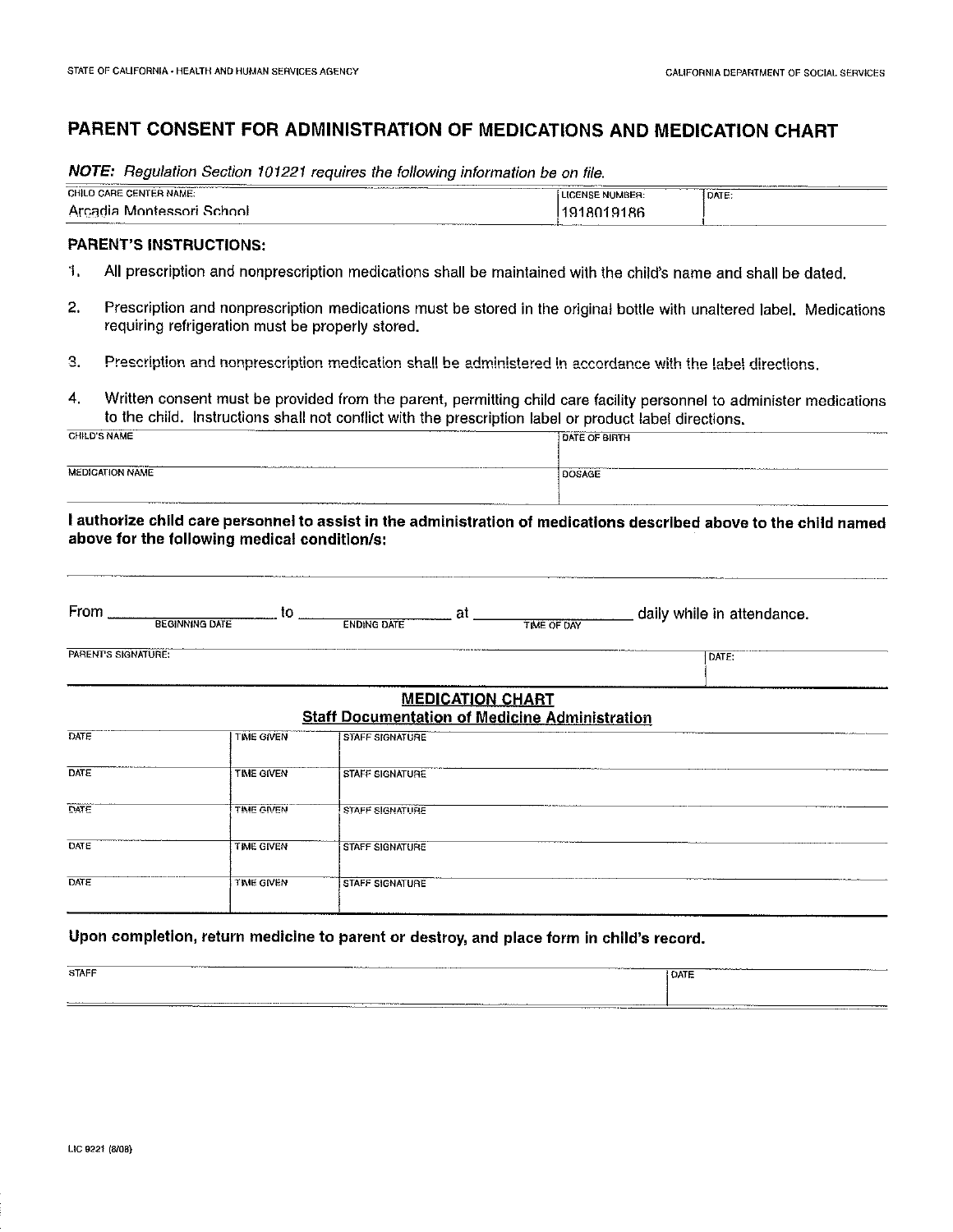STATE OF CALIFORNIA - HEALTH AND HUMAN SERVICES AGENCY

CALIFORNIA DEPARTMENT OF SOCIAL SERVICES

# PARENT CONSENT FOR ADMINISTRATION OF MEDICATIONS AND MEDICATION CHART

***NOTE:*** *Regulation Section 101221 requires the following information be on file.*

| CHILD CARE CENTER NAME: | LICENSE NUMBER: | DATE: |
|---|---|---|
| Arcadia Montessori School | 1918019186 | |

**PARENT'S INSTRUCTIONS:**

1. All prescription and nonprescription medications shall be maintained with the child's name and shall be dated.
2. Prescription and nonprescription medications must be stored in the original bottle with unaltered label. Medications requiring refrigeration must be properly stored.
3. Prescription and nonprescription medication shall be administered in accordance with the label directions.
4. Written consent must be provided from the parent, permitting child care facility personnel to administer medications to the child. Instructions shall not conflict with the prescription label or product label directions.

| CHILD'S NAME | DATE OF BIRTH |
|---|---|
| | |
| MEDICATION NAME | DOSAGE |
| | |

**I authorize child care personnel to assist in the administration of medications described above to the child named above for the following medical condition/s:**

_______________________________________________

From ______________ to ______________ at ______________ daily while in attendance.
(BEGINNING DATE) (ENDING DATE) (TIME OF DAY)

| PARENT'S SIGNATURE: | DATE: |
|---|---|
| | |

## MEDICATION CHART

### Staff Documentation of Medicine Administration

| DATE | TIME GIVEN | STAFF SIGNATURE |
|---|---|---|
| | | |
| | | |
| | | |
| | | |
| | | |

**Upon completion, return medicine to parent or destroy, and place form in child's record.**

| STAFF | DATE |
|---|---|
| | |

LIC 9221 (8/08)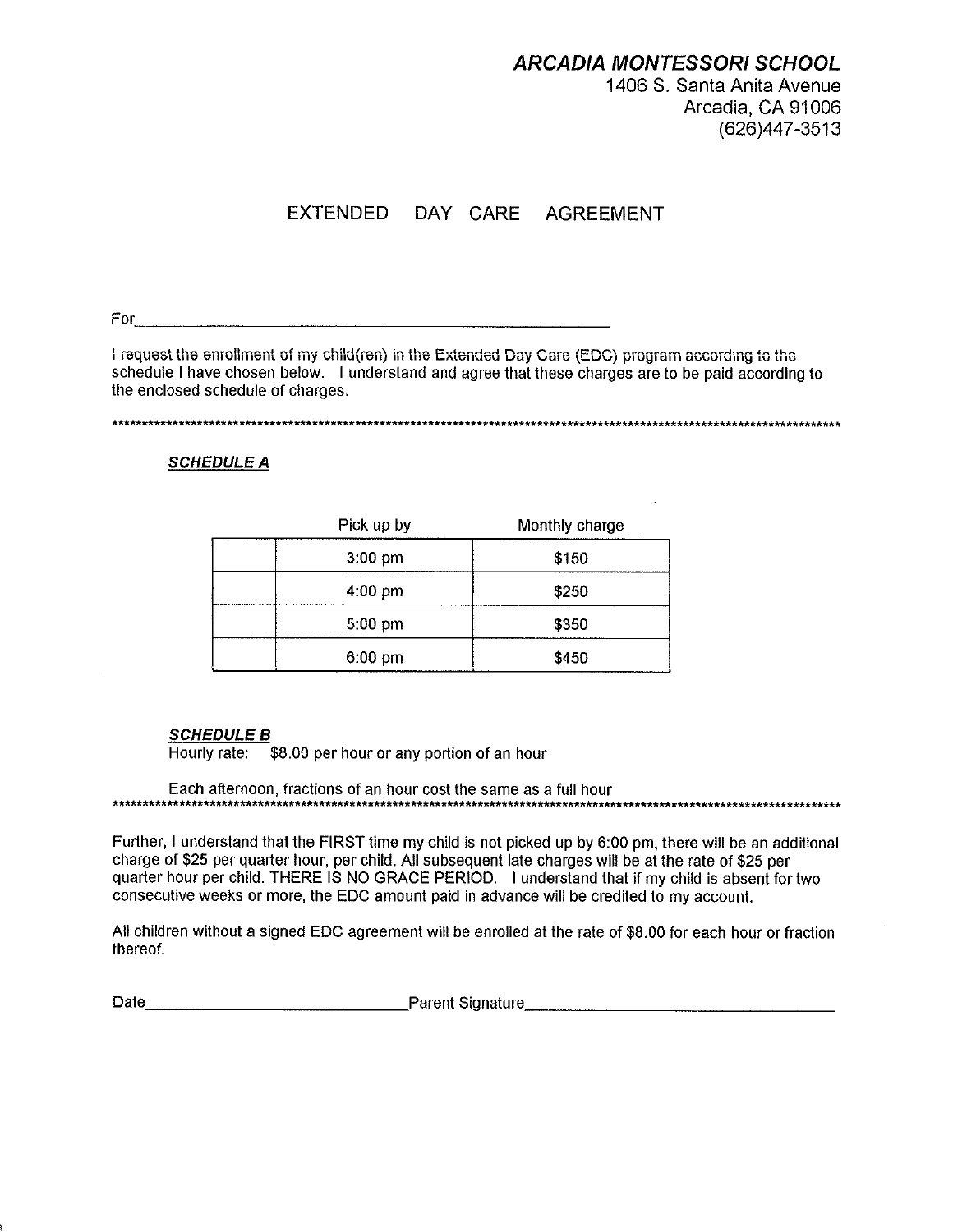**_ARCADIA MONTESSORI SCHOOL_**
1406 S. Santa Anita Avenue
Arcadia, CA 91006
(626)447-3513

# EXTENDED DAY CARE AGREEMENT

For_______________________________________________

I request the enrollment of my child(ren) in the Extended Day Care (EDC) program according to the schedule I have chosen below. I understand and agree that these charges are to be paid according to the enclosed schedule of charges.

**************************************************************************************************************************

***SCHEDULE A***

| | Pick up by | Monthly charge |
|---|---|---|
| | 3:00 pm | $150 |
| | 4:00 pm | $250 |
| | 5:00 pm | $350 |
| | 6:00 pm | $450 |

***SCHEDULE B***
Hourly rate: $8.00 per hour or any portion of an hour

Each afternoon, fractions of an hour cost the same as a full hour
**************************************************************************************************************************

Further, I understand that the FIRST time my child is not picked up by 6:00 pm, there will be an additional charge of $25 per quarter hour, per child. All subsequent late charges will be at the rate of $25 per quarter hour per child. THERE IS NO GRACE PERIOD. I understand that if my child is absent for two consecutive weeks or more, the EDC amount paid in advance will be credited to my account.

All children without a signed EDC agreement will be enrolled at the rate of $8.00 for each hour or fraction thereof.

Date_____________________________ Parent Signature_____________________________________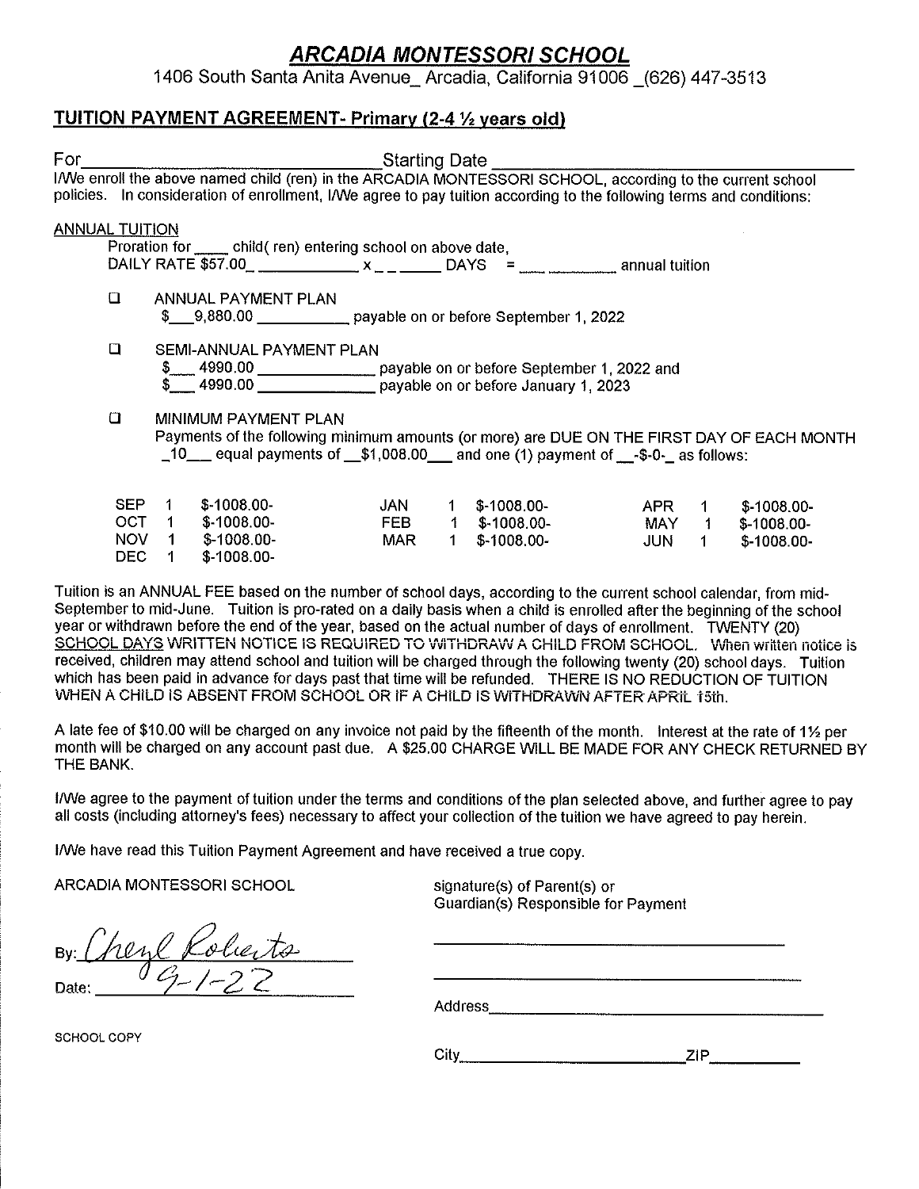# ***ARCADIA MONTESSORI SCHOOL***

1406 South Santa Anita Avenue_ Arcadia, California 91006 _(626) 447-3513

## **TUITION PAYMENT AGREEMENT- Primary (2-4 ½ years old)**

For______________________________ Starting Date ______________________________

I/We enroll the above named child (ren) in the ARCADIA MONTESSORI SCHOOL, according to the current school policies. In consideration of enrollment, I/We agree to pay tuition according to the following terms and conditions:

ANNUAL TUITION

Proration for ____ child( ren) entering school on above date,
DAILY RATE $57.00_ ___________ x _ _ _____ DAYS = ____ ________ annual tuition

☐ ANNUAL PAYMENT PLAN
$___9,880.00 __________ payable on or before September 1, 2022

☐ SEMI-ANNUAL PAYMENT PLAN
$___ 4990.00 _____________ payable on or before September 1, 2022 and
$___ 4990.00 _____________ payable on or before January 1, 2023

☐ MINIMUM PAYMENT PLAN
Payments of the following minimum amounts (or more) are DUE ON THE FIRST DAY OF EACH MONTH _10___ equal payments of __$1,008.00___ and one (1) payment of __-$-0-_ as follows:

| | | | | | | | | |
|---|---|---|---|---|---|---|---|---|
| SEP | 1 | $-1008.00- | JAN | 1 | $-1008.00- | APR | 1 | $-1008.00- |
| OCT | 1 | $-1008.00- | FEB | 1 | $-1008.00- | MAY | 1 | $-1008.00- |
| NOV | 1 | $-1008.00- | MAR | 1 | $-1008.00- | JUN | 1 | $-1008.00- |
| DEC | 1 | $-1008.00- | | | | | | |

Tuition is an ANNUAL FEE based on the number of school days, according to the current school calendar, from mid-September to mid-June. Tuition is pro-rated on a daily basis when a child is enrolled after the beginning of the school year or withdrawn before the end of the year, based on the actual number of days of enrollment. TWENTY (20) SCHOOL DAYS WRITTEN NOTICE IS REQUIRED TO WITHDRAW A CHILD FROM SCHOOL. When written notice is received, children may attend school and tuition will be charged through the following twenty (20) school days. Tuition which has been paid in advance for days past that time will be refunded. THERE IS NO REDUCTION OF TUITION WHEN A CHILD IS ABSENT FROM SCHOOL OR IF A CHILD IS WITHDRAWN AFTER APRIL 15th.

A late fee of $10.00 will be charged on any invoice not paid by the fifteenth of the month. Interest at the rate of 1½ per month will be charged on any account past due. A $25.00 CHARGE WILL BE MADE FOR ANY CHECK RETURNED BY THE BANK.

I/We agree to the payment of tuition under the terms and conditions of the plan selected above, and further agree to pay all costs (including attorney's fees) necessary to affect your collection of the tuition we have agreed to pay herein.

I/We have read this Tuition Payment Agreement and have received a true copy.

ARCADIA MONTESSORI SCHOOL

By: *Cheryl Roberts*

Date: *9-1-22*

SCHOOL COPY

signature(s) of Parent(s) or
Guardian(s) Responsible for Payment

______________________________

______________________________

Address______________________________

City______________________ ZIP__________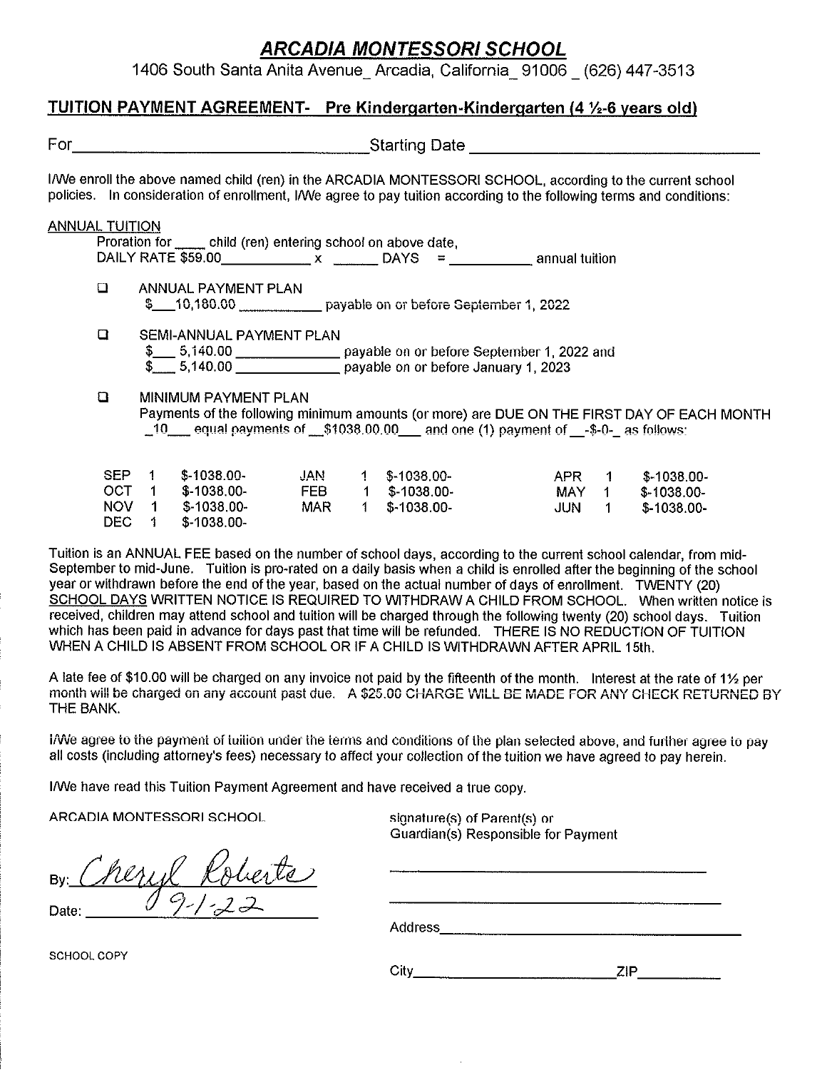# *ARCADIA MONTESSORI SCHOOL*

1406 South Santa Anita Avenue_ Arcadia, California_ 91006 _ (626) 447-3513

## TUITION PAYMENT AGREEMENT- Pre Kindergarten-Kindergarten (4 ½-6 years old)

For_________________________________Starting Date _________________________________

I/We enroll the above named child (ren) in the ARCADIA MONTESSORI SCHOOL, according to the current school policies. In consideration of enrollment, I/We agree to pay tuition according to the following terms and conditions:

ANNUAL TUITION

Proration for ____ child (ren) entering school on above date,
DAILY RATE $59.00____________ x ______ DAYS = ___________ annual tuition

- ☐ ANNUAL PAYMENT PLAN
  $___10,180.00 ___________ payable on or before September 1, 2022

- ☐ SEMI-ANNUAL PAYMENT PLAN
  $___ 5,140.00 _____________ payable on or before September 1, 2022 and
  $___ 5,140.00 _____________ payable on or before January 1, 2023

- ☐ MINIMUM PAYMENT PLAN
  Payments of the following minimum amounts (or more) are DUE ON THE FIRST DAY OF EACH MONTH _10___ equal payments of __$1038.00.00___ and one (1) payment of __-$-0-_ as follows:

| | | | | | | | | |
|---|---|---|---|---|---|---|---|---|
| SEP | 1 | $-1038.00- | JAN | 1 | $-1038.00- | APR | 1 | $-1038.00- |
| OCT | 1 | $-1038.00- | FEB | 1 | $-1038.00- | MAY | 1 | $-1038.00- |
| NOV | 1 | $-1038.00- | MAR | 1 | $-1038.00- | JUN | 1 | $-1038.00- |
| DEC | 1 | $-1038.00- | | | | | | |

Tuition is an ANNUAL FEE based on the number of school days, according to the current school calendar, from mid-September to mid-June. Tuition is pro-rated on a daily basis when a child is enrolled after the beginning of the school year or withdrawn before the end of the year, based on the actual number of days of enrollment. TWENTY (20) SCHOOL DAYS WRITTEN NOTICE IS REQUIRED TO WITHDRAW A CHILD FROM SCHOOL. When written notice is received, children may attend school and tuition will be charged through the following twenty (20) school days. Tuition which has been paid in advance for days past that time will be refunded. THERE IS NO REDUCTION OF TUITION WHEN A CHILD IS ABSENT FROM SCHOOL OR IF A CHILD IS WITHDRAWN AFTER APRIL 15th.

A late fee of $10.00 will be charged on any invoice not paid by the fifteenth of the month. Interest at the rate of 1½ per month will be charged on any account past due. A $25.00 CHARGE WILL BE MADE FOR ANY CHECK RETURNED BY THE BANK.

I/We agree to the payment of tuition under the terms and conditions of the plan selected above, and further agree to pay all costs (including attorney's fees) necessary to affect your collection of the tuition we have agreed to pay herein.

I/We have read this Tuition Payment Agreement and have received a true copy.

ARCADIA MONTESSORI SCHOOL

By: *Cheryl Roberts*

Date: 9-1-22

SCHOOL COPY

signature(s) of Parent(s) or
Guardian(s) Responsible for Payment

_________________________________________

_________________________________________

Address_________________________________

City________________________ZIP__________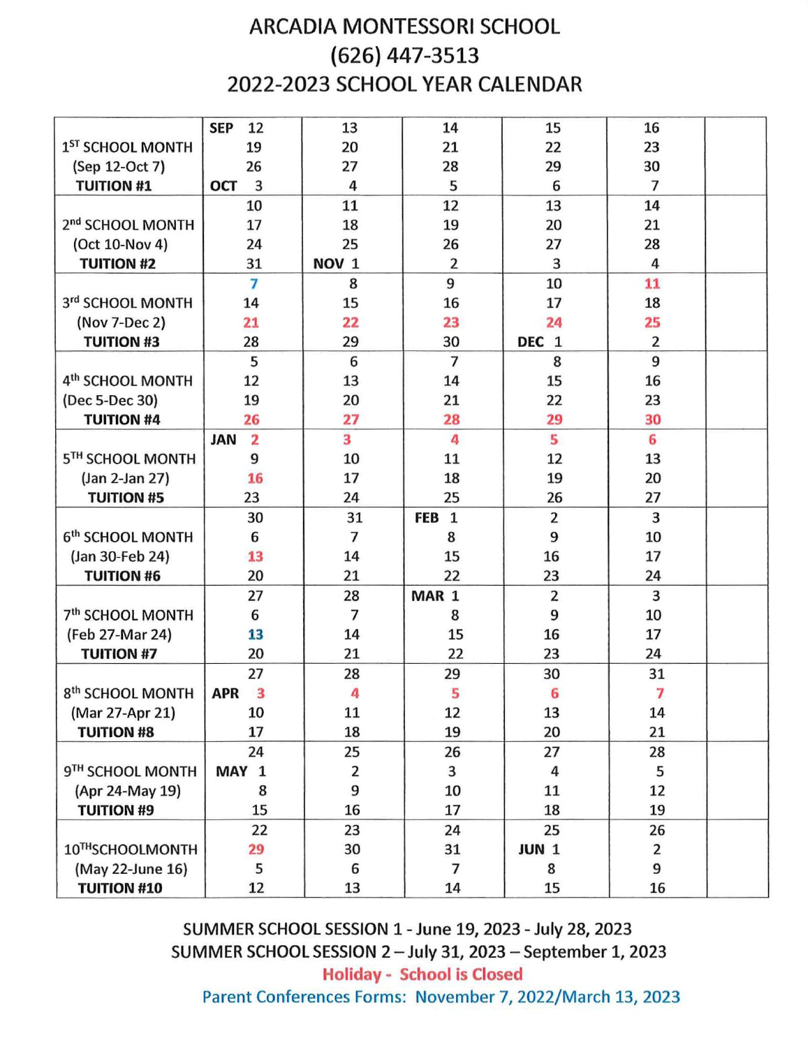# ARCADIA MONTESSORI SCHOOL

# (626) 447-3513

# 2022-2023 SCHOOL YEAR CALENDAR

| | | | | | | |
|---|---|---|---|---|---|---|
| 1ST SCHOOL MONTH (Sep 12-Oct 7) **TUITION #1** | SEP 12<br>19<br>26<br>OCT 3 | 13<br>20<br>27<br>4 | 14<br>21<br>28<br>5 | 15<br>22<br>29<br>6 | 16<br>23<br>30<br>7 | |
| 2nd SCHOOL MONTH (Oct 10-Nov 4) **TUITION #2** | 10<br>17<br>24<br>31 | 11<br>18<br>25<br>NOV 1 | 12<br>19<br>26<br>2 | 13<br>20<br>27<br>3 | 14<br>21<br>28<br>4 | |
| 3rd SCHOOL MONTH (Nov 7-Dec 2) **TUITION #3** | 7<br>14<br>21<br>28 | 8<br>15<br>22<br>29 | 9<br>16<br>23<br>30 | 10<br>17<br>24<br>DEC 1 | 11<br>18<br>25<br>2 | |
| 4th SCHOOL MONTH (Dec 5-Dec 30) **TUITION #4** | 5<br>12<br>19<br>26 | 6<br>13<br>20<br>27 | 7<br>14<br>21<br>28 | 8<br>15<br>22<br>29 | 9<br>16<br>23<br>30 | |
| 5TH SCHOOL MONTH (Jan 2-Jan 27) **TUITION #5** | JAN 2<br>9<br>16<br>23 | 3<br>10<br>17<br>24 | 4<br>11<br>18<br>25 | 5<br>12<br>19<br>26 | 6<br>13<br>20<br>27 | |
| 6th SCHOOL MONTH (Jan 30-Feb 24) **TUITION #6** | 30<br>6<br>13<br>20 | 31<br>7<br>14<br>21 | FEB 1<br>8<br>15<br>22 | 2<br>9<br>16<br>23 | 3<br>10<br>17<br>24 | |
| 7th SCHOOL MONTH (Feb 27-Mar 24) **TUITION #7** | 27<br>6<br>13<br>20 | 28<br>7<br>14<br>21 | MAR 1<br>8<br>15<br>22 | 2<br>9<br>16<br>23 | 3<br>10<br>17<br>24 | |
| 8th SCHOOL MONTH (Mar 27-Apr 21) **TUITION #8** | 27<br>APR 3<br>10<br>17 | 28<br>4<br>11<br>18 | 29<br>5<br>12<br>19 | 30<br>6<br>13<br>20 | 31<br>7<br>14<br>21 | |
| 9TH SCHOOL MONTH (Apr 24-May 19) **TUITION #9** | 24<br>MAY 1<br>8<br>15 | 25<br>2<br>9<br>16 | 26<br>3<br>10<br>17 | 27<br>4<br>11<br>18 | 28<br>5<br>12<br>19 | |
| 10THSCHOOLMONTH (May 22-June 16) **TUITION #10** | 22<br>29<br>5<br>12 | 23<br>30<br>6<br>13 | 24<br>31<br>7<br>14 | 25<br>JUN 1<br>8<br>15 | 26<br>2<br>9<br>16 | |

SUMMER SCHOOL SESSION 1 - June 19, 2023 - July 28, 2023

SUMMER SCHOOL SESSION 2 – July 31, 2023 – September 1, 2023

**Holiday - School is Closed**

Parent Conferences Forms: November 7, 2022/March 13, 2023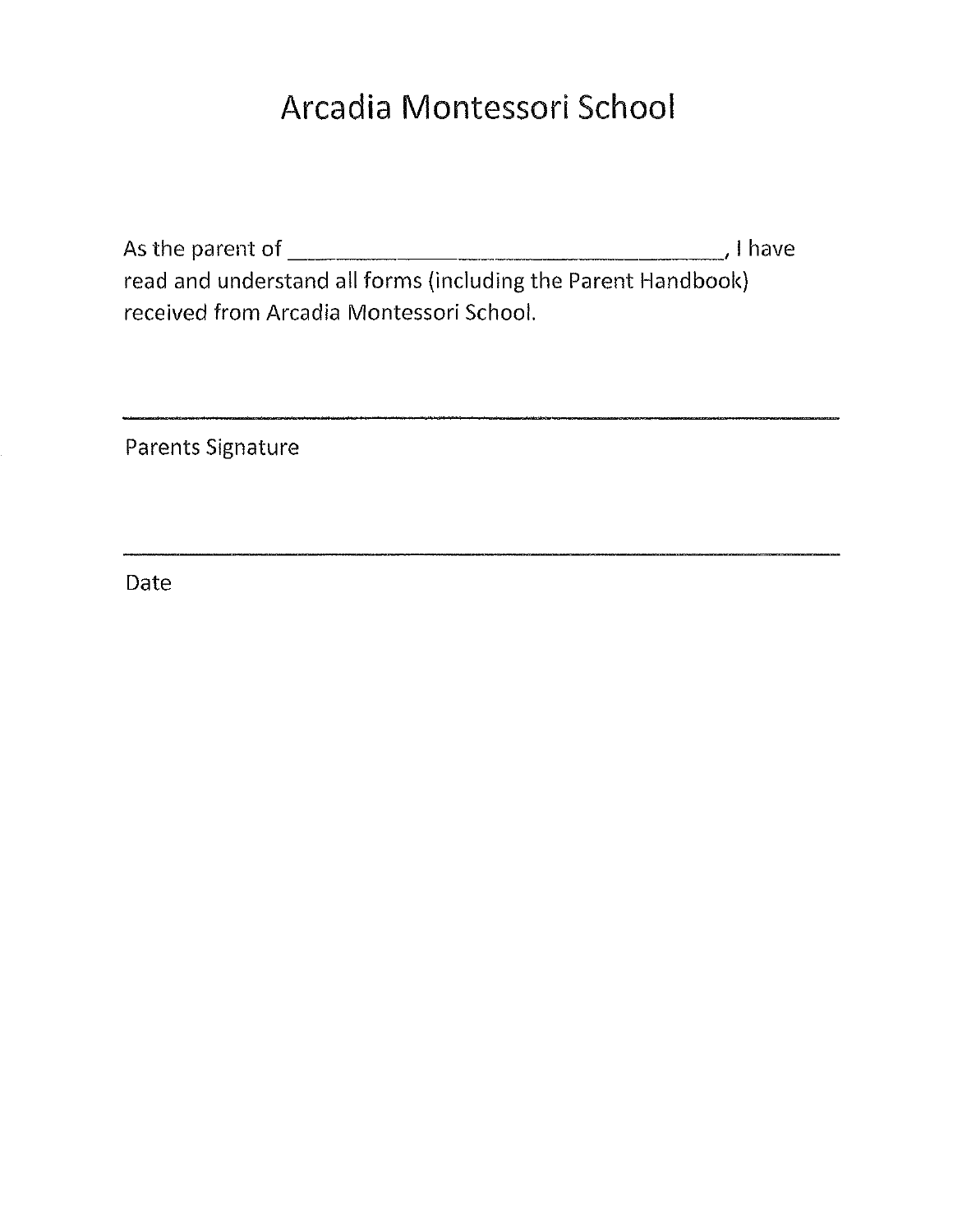# Arcadia Montessori School

As the parent of ______________________________________, I have read and understand all forms (including the Parent Handbook) received from Arcadia Montessori School.

______________________________________________________________

Parents Signature

______________________________________________________________

Date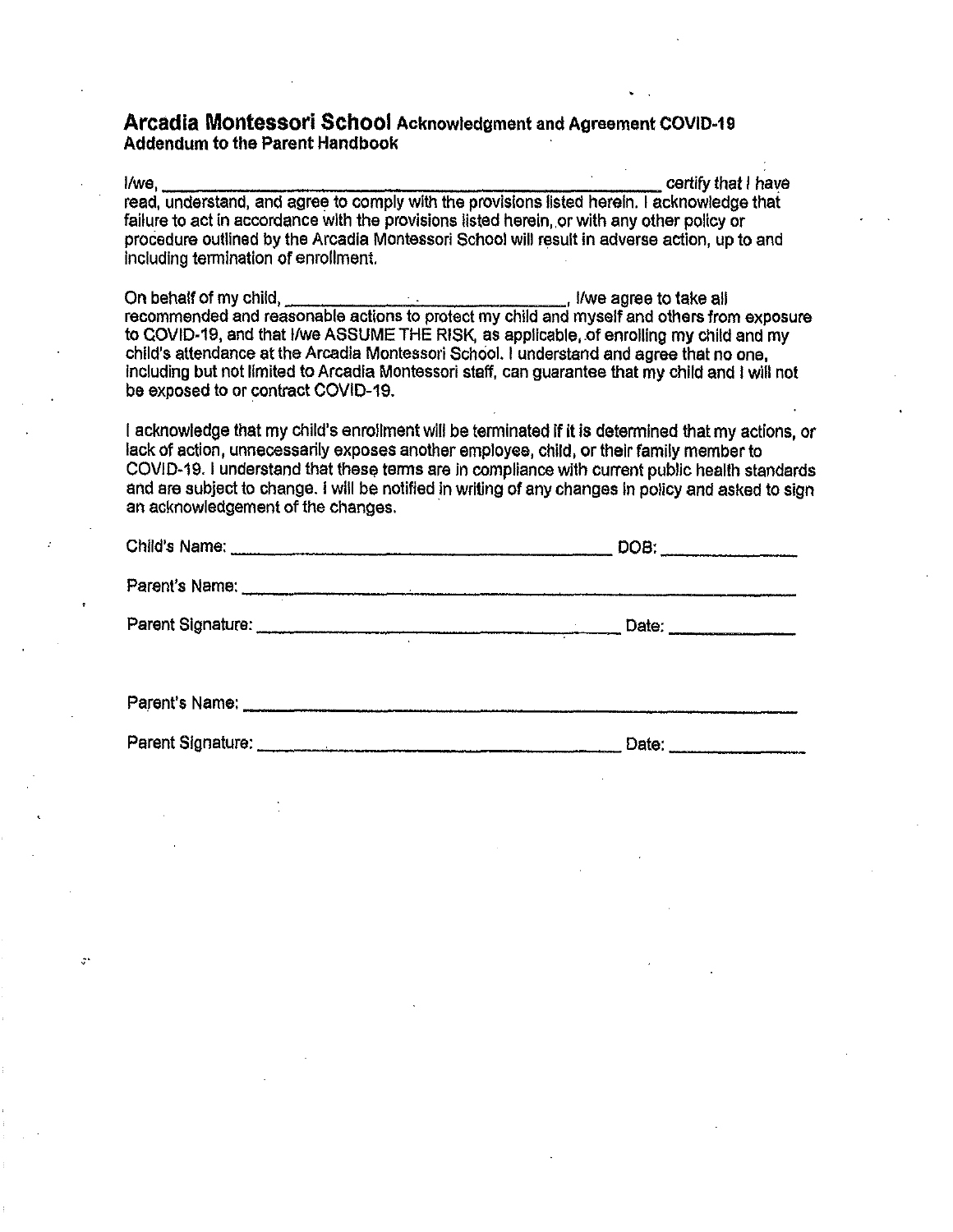**Arcadia Montessori School Acknowledgment and Agreement COVID-19 Addendum to the Parent Handbook**

I/we, ______________________________________________ certify that I have read, understand, and agree to comply with the provisions listed herein. I acknowledge that failure to act in accordance with the provisions listed herein, or with any other policy or procedure outlined by the Arcadia Montessori School will result in adverse action, up to and including termination of enrollment.

On behalf of my child, ______________________________, I/we agree to take all recommended and reasonable actions to protect my child and myself and others from exposure to COVID-19, and that I/we ASSUME THE RISK, as applicable, of enrolling my child and my child's attendance at the Arcadia Montessori School. I understand and agree that no one, including but not limited to Arcadia Montessori staff, can guarantee that my child and I will not be exposed to or contract COVID-19.

I acknowledge that my child's enrollment will be terminated if it is determined that my actions, or lack of action, unnecessarily exposes another employee, child, or their family member to COVID-19. I understand that these terms are in compliance with current public health standards and are subject to change. I will be notified in writing of any changes in policy and asked to sign an acknowledgement of the changes.

Child's Name: ________________________________________ DOB: ______________

Parent's Name: ______________________________________________________________

Parent Signature: ____________________________________ Date: ______________

Parent's Name: ______________________________________________________________

Parent Signature: ____________________________________ Date: ______________